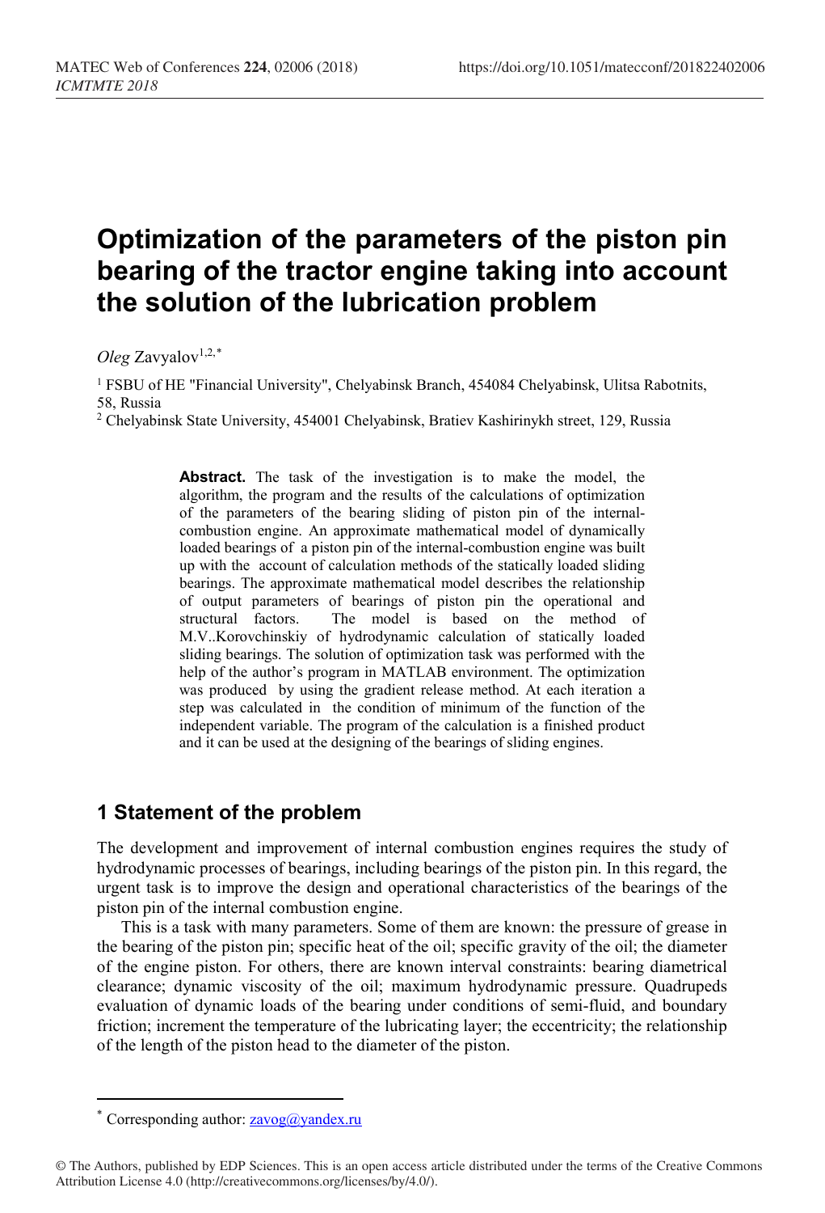# Optimization of the parameters of the piston pin bearing of the tractor engine taking into account the solution of the lubrication problem

*Oleg* Zavyalov[1,2,*]

[1] FSBU of HE "Financial University", Chelyabinsk Branch, 454084 Chelyabinsk, Ulitsa Rabotnits, 58, Russia

[2] Chelyabinsk State University, 454001 Chelyabinsk, Bratiev Kashirinykh street, 129, Russia

**Abstract.** The task of the investigation is to make the model, the algorithm, the program and the results of the calculations of optimization of the parameters of the bearing sliding of piston pin of the internal-combustion engine. An approximate mathematical model of dynamically loaded bearings of a piston pin of the internal-combustion engine was built up with the account of calculation methods of the statically loaded sliding bearings. The approximate mathematical model describes the relationship of output parameters of bearings of piston pin the operational and structural factors. The model is based on the method of M.V..Korovchinskiy of hydrodynamic calculation of statically loaded sliding bearings. The solution of optimization task was performed with the help of the author's program in MATLAB environment. The optimization was produced by using the gradient release method. At each iteration a step was calculated in the condition of minimum of the function of the independent variable. The program of the calculation is a finished product and it can be used at the designing of the bearings of sliding engines.

## 1 Statement of the problem

The development and improvement of internal combustion engines requires the study of hydrodynamic processes of bearings, including bearings of the piston pin. In this regard, the urgent task is to improve the design and operational characteristics of the bearings of the piston pin of the internal combustion engine.

This is a task with many parameters. Some of them are known: the pressure of grease in the bearing of the piston pin; specific heat of the oil; specific gravity of the oil; the diameter of the engine piston. For others, there are known interval constraints: bearing diametrical clearance; dynamic viscosity of the oil; maximum hydrodynamic pressure. Quadrupeds evaluation of dynamic loads of the bearing under conditions of semi-fluid, and boundary friction; increment the temperature of the lubricating layer; the eccentricity; the relationship of the length of the piston head to the diameter of the piston.

* Corresponding author: zavog@yandex.ru

© The Authors, published by EDP Sciences. This is an open access article distributed under the terms of the Creative Commons Attribution License 4.0 (http://creativecommons.org/licenses/by/4.0/).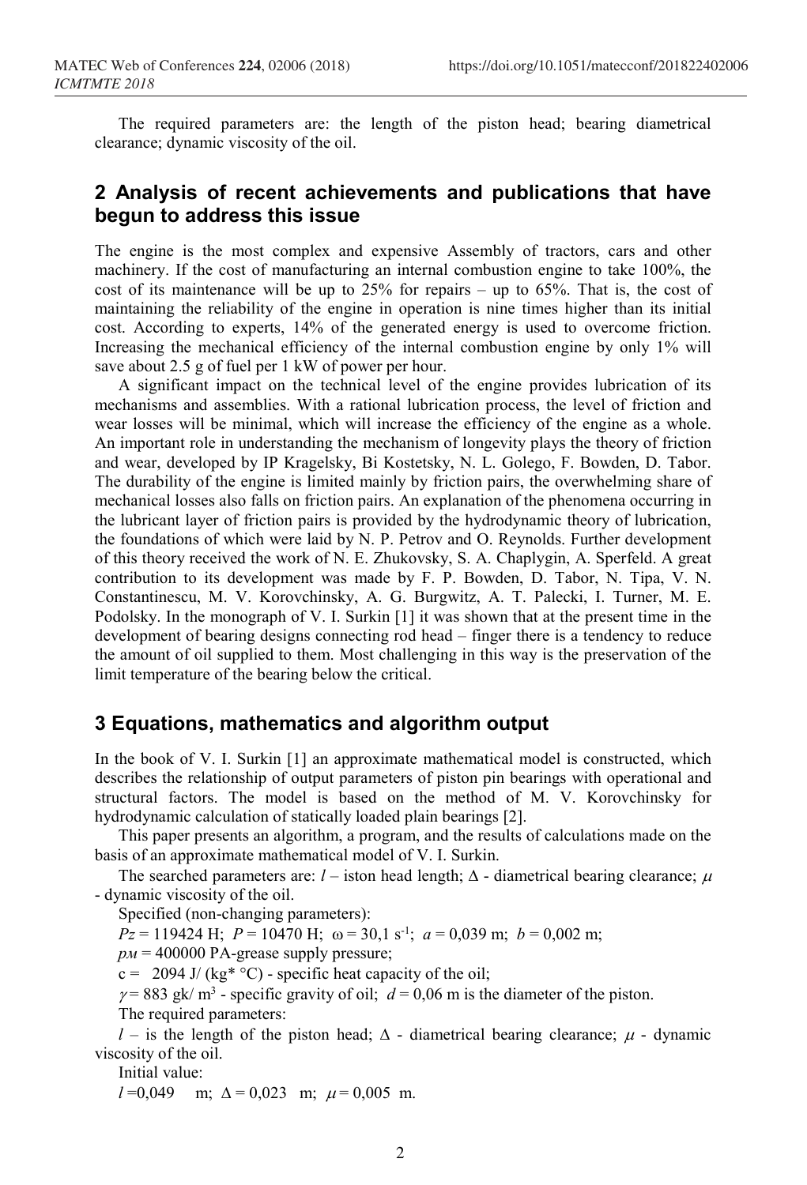The required parameters are: the length of the piston head; bearing diametrical clearance; dynamic viscosity of the oil.

## 2 Analysis of recent achievements and publications that have begun to address this issue

The engine is the most complex and expensive Assembly of tractors, cars and other machinery. If the cost of manufacturing an internal combustion engine to take 100%, the cost of its maintenance will be up to 25% for repairs – up to 65%. That is, the cost of maintaining the reliability of the engine in operation is nine times higher than its initial cost. According to experts, 14% of the generated energy is used to overcome friction. Increasing the mechanical efficiency of the internal combustion engine by only 1% will save about 2.5 g of fuel per 1 kW of power per hour.

A significant impact on the technical level of the engine provides lubrication of its mechanisms and assemblies. With a rational lubrication process, the level of friction and wear losses will be minimal, which will increase the efficiency of the engine as a whole. An important role in understanding the mechanism of longevity plays the theory of friction and wear, developed by IP Kragelsky, Bi Kostetsky, N. L. Golego, F. Bowden, D. Tabor. The durability of the engine is limited mainly by friction pairs, the overwhelming share of mechanical losses also falls on friction pairs. An explanation of the phenomena occurring in the lubricant layer of friction pairs is provided by the hydrodynamic theory of lubrication, the foundations of which were laid by N. P. Petrov and O. Reynolds. Further development of this theory received the work of N. E. Zhukovsky, S. A. Chaplygin, A. Sperfeld. A great contribution to its development was made by F. P. Bowden, D. Tabor, N. Tipa, V. N. Constantinescu, M. V. Korovchinsky, A. G. Burgwitz, A. T. Palecki, I. Turner, M. E. Podolsky. In the monograph of V. I. Surkin [1] it was shown that at the present time in the development of bearing designs connecting rod head – finger there is a tendency to reduce the amount of oil supplied to them. Most challenging in this way is the preservation of the limit temperature of the bearing below the critical.

## 3 Equations, mathematics and algorithm output

In the book of V. I. Surkin [1] an approximate mathematical model is constructed, which describes the relationship of output parameters of piston pin bearings with operational and structural factors. The model is based on the method of M. V. Korovchinsky for hydrodynamic calculation of statically loaded plain bearings [2].

This paper presents an algorithm, a program, and the results of calculations made on the basis of an approximate mathematical model of V. I. Surkin.

The searched parameters are: $l$ – iston head length; $\Delta$ - diametrical bearing clearance; $\mu$ - dynamic viscosity of the oil.

Specified (non-changing parameters):

$P_z$ = 119424 H; $P$ = 10470 H; $\omega$ = 30,1 s$^{-1}$; $a$ = 0,039 m; $b$ = 0,002 m;

$p_M$ = 400000 PA-grease supply pressure;

c = 2094 J/ (kg* °C) - specific heat capacity of the oil;

$\gamma$ = 883 gk/ m$^3$ - specific gravity of oil; $d$ = 0,06 m is the diameter of the piston.

The required parameters:

$l$ – is the length of the piston head; $\Delta$ - diametrical bearing clearance; $\mu$ - dynamic viscosity of the oil.

Initial value:

$l$ =0,049 m; $\Delta$ = 0,023 m; $\mu$ = 0,005 m.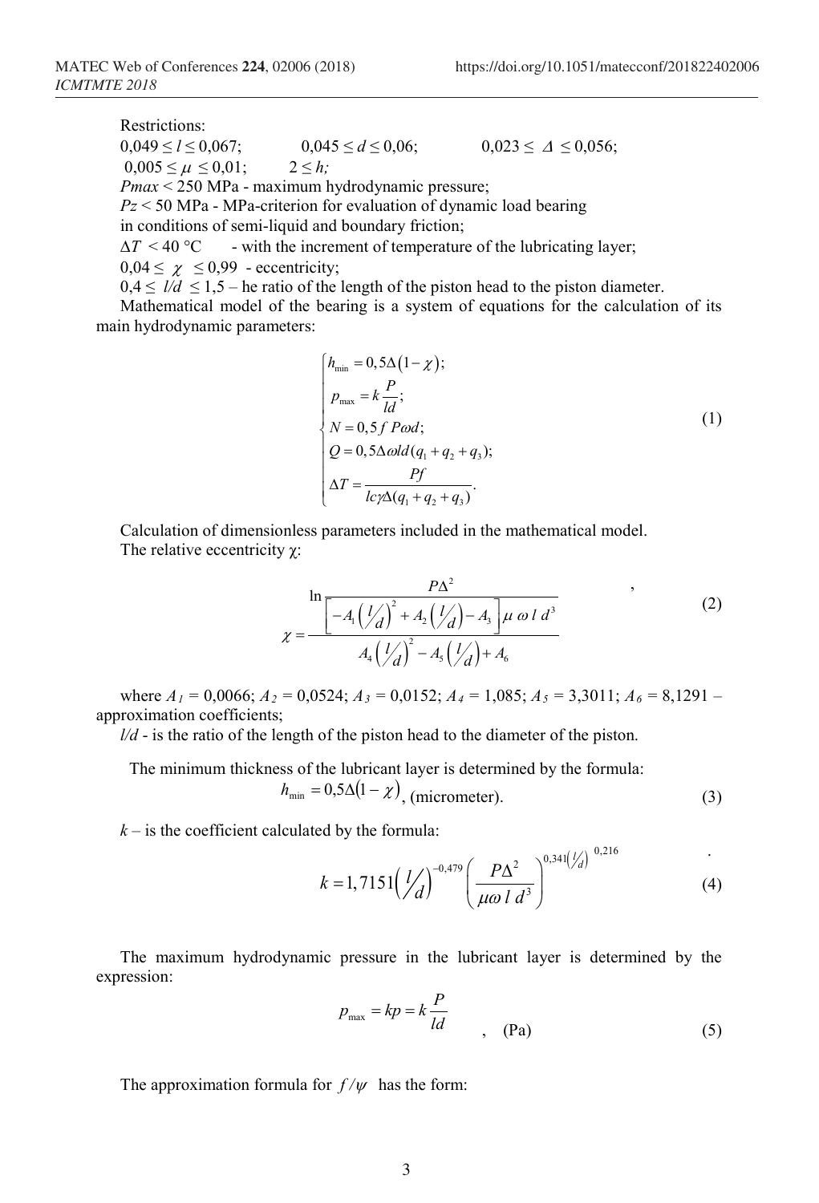Restrictions:

$0,049 \le l \le 0,067$; $0,045 \le d \le 0,06$; $0,023 \le \Delta \le 0,056$;

$0,005 \le \mu \le 0,01$; $2 \le h$;

$Pmax < 250$ MPa - maximum hydrodynamic pressure;

$Pz < 50$ MPa - MPa-criterion for evaluation of dynamic load bearing in conditions of semi-liquid and boundary friction;

$\Delta T < 40$ °C - with the increment of temperature of the lubricating layer;

$0,04 \le \chi \le 0,99$ - eccentricity;

$0,4 \le l/d \le 1,5$ – he ratio of the length of the piston head to the piston diameter.

Mathematical model of the bearing is a system of equations for the calculation of its main hydrodynamic parameters:

$$\begin{cases} h_{\min} = 0,5\Delta(1-\chi); \\ p_{\max} = k\dfrac{P}{ld}; \\ N = 0,5 f P\omega d; \\ Q = 0,5\Delta\omega l d(q_1+q_2+q_3); \\ \Delta T = \dfrac{Pf}{lc\gamma\Delta(q_1+q_2+q_3)}. \end{cases} \tag{1}$$

Calculation of dimensionless parameters included in the mathematical model.

The relative eccentricity χ:

$$\chi = \frac{\ln \dfrac{P\Delta^2}{\left[-A_1\left(l/d\right)^2 + A_2\left(l/d\right) - A_3\right]\mu\,\omega\,l\,d^3}}{A_4\left(l/d\right)^2 - A_5\left(l/d\right) + A_6}, \tag{2}$$

where $A_1 = 0,0066$; $A_2 = 0,0524$; $A_3 = 0,0152$; $A_4 = 1,085$; $A_5 = 3,3011$; $A_6 = 8,1291$ – approximation coefficients;

$l/d$ - is the ratio of the length of the piston head to the diameter of the piston.

The minimum thickness of the lubricant layer is determined by the formula:

$$h_{\min} = 0,5\Delta(1-\chi), \text{ (micrometer)}. \tag{3}$$

$k$ – is the coefficient calculated by the formula:

$$k = 1,7151\left(l/d\right)^{-0,479}\left(\frac{P\Delta^2}{\mu\omega\,l\,d^3}\right)^{0,341\left(l/d\right)^{0,216}}. \tag{4}$$

The maximum hydrodynamic pressure in the lubricant layer is determined by the expression:

$$p_{\max} = kp = k\frac{P}{ld}, \quad \text{(Pa)} \tag{5}$$

The approximation formula for $f/\psi$ has the form: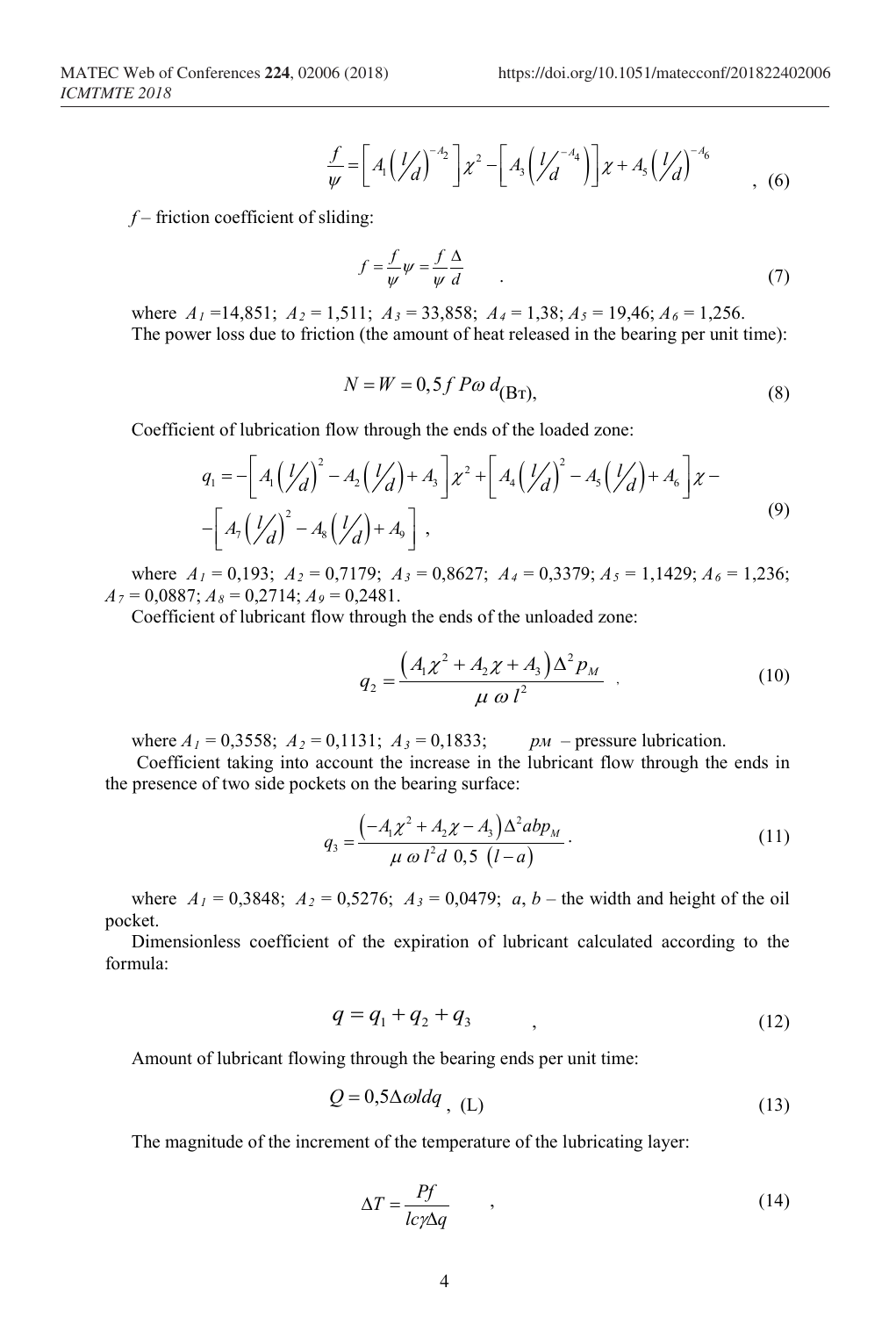$$\frac{f}{\psi}=\left[A_1\left(\frac{l}{d}\right)^{-A_2}\right]\chi^2-\left[A_3\left(\frac{l}{d}^{-A_4}\right)\right]\chi+A_5\left(\frac{l}{d}\right)^{-A_6} \quad , \quad (6)$$

$f$ – friction coefficient of sliding:

$$f=\frac{f}{\psi}\psi=\frac{f}{\psi}\frac{\Delta}{d} \quad . \quad (7)$$

where $A_1$ =14,851; $A_2$ = 1,511; $A_3$ = 33,858; $A_4$ = 1,38; $A_5$ = 19,46; $A_6$ = 1,256.

The power loss due to friction (the amount of heat released in the bearing per unit time):

$$N=W=0,5 f P\omega d \text{(Вт)}, \quad (8)$$

Coefficient of lubrication flow through the ends of the loaded zone:

$$\begin{aligned} q_1=&-\left[A_1\left(\frac{l}{d}\right)^2-A_2\left(\frac{l}{d}\right)+A_3\right]\chi^2+\left[A_4\left(\frac{l}{d}\right)^2-A_5\left(\frac{l}{d}\right)+A_6\right]\chi- \\ &-\left[A_7\left(\frac{l}{d}\right)^2-A_8\left(\frac{l}{d}\right)+A_9\right], \end{aligned} \quad (9)$$

where $A_1$ = 0,193; $A_2$ = 0,7179; $A_3$ = 0,8627; $A_4$ = 0,3379; $A_5$ = 1,1429; $A_6$ = 1,236; $A_7$ = 0,0887; $A_8$ = 0,2714; $A_9$ = 0,2481.

Coefficient of lubricant flow through the ends of the unloaded zone:

$$q_2=\frac{\left(A_1\chi^2+A_2\chi+A_3\right)\Delta^2 p_M}{\mu\,\omega\, l^2} \quad , \quad (10)$$

where $A_1$ = 0,3558; $A_2$ = 0,1131; $A_3$ = 0,1833; $p_M$ – pressure lubrication.

Coefficient taking into account the increase in the lubricant flow through the ends in the presence of two side pockets on the bearing surface:

$$q_3=\frac{\left(-A_1\chi^2+A_2\chi-A_3\right)\Delta^2 abp_M}{\mu\,\omega\, l^2 d\;0,5\;(l-a)}. \quad (11)$$

where $A_1$ = 0,3848; $A_2$ = 0,5276; $A_3$ = 0,0479; $a$, $b$ – the width and height of the oil pocket.

Dimensionless coefficient of the expiration of lubricant calculated according to the formula:

$$q=q_1+q_2+q_3 \quad , \quad (12)$$

Amount of lubricant flowing through the bearing ends per unit time:

$$Q=0,5\Delta\omega l d q \text{, (L)} \quad (13)$$

The magnitude of the increment of the temperature of the lubricating layer:

$$\Delta T=\frac{Pf}{lc\gamma\Delta q} \quad , \quad (14)$$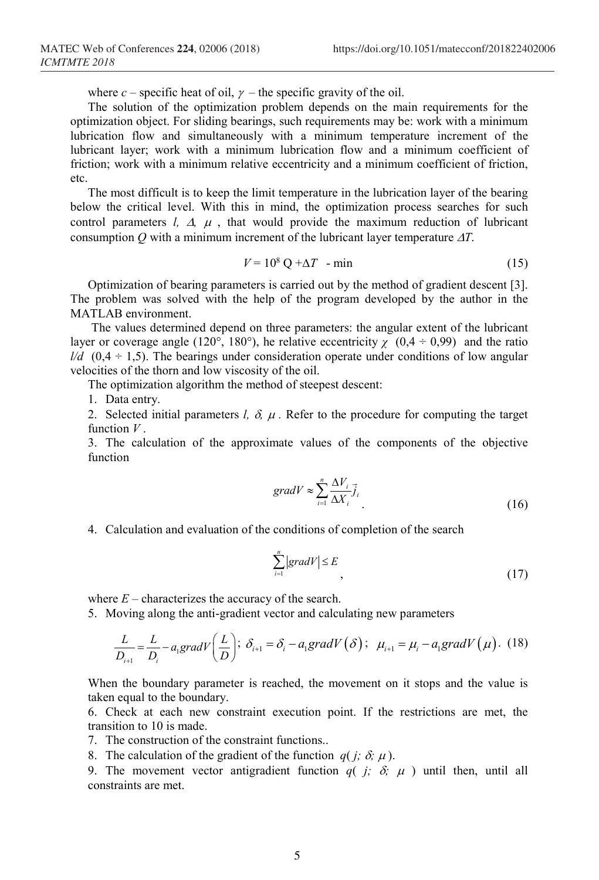where $c$ – specific heat of oil, $\gamma$ – the specific gravity of the oil.

The solution of the optimization problem depends on the main requirements for the optimization object. For sliding bearings, such requirements may be: work with a minimum lubrication flow and simultaneously with a minimum temperature increment of the lubricant layer; work with a minimum lubrication flow and a minimum coefficient of friction; work with a minimum relative eccentricity and a minimum coefficient of friction, etc.

The most difficult is to keep the limit temperature in the lubrication layer of the bearing below the critical level. With this in mind, the optimization process searches for such control parameters $l,\ \Delta,\ \mu$ , that would provide the maximum reduction of lubricant consumption $Q$ with a minimum increment of the lubricant layer temperature $\Delta T$.

$$V = 10^8\,Q + \Delta T \quad \text{- min} \tag{15}$$

Optimization of bearing parameters is carried out by the method of gradient descent [3]. The problem was solved with the help of the program developed by the author in the MATLAB environment.

The values determined depend on three parameters: the angular extent of the lubricant layer or coverage angle (120°, 180°), he relative eccentricity $\chi$ (0,4 ÷ 0,99) and the ratio $l/d$ (0,4 ÷ 1,5). The bearings under consideration operate under conditions of low angular velocities of the thorn and low viscosity of the oil.

The optimization algorithm the method of steepest descent:

1. Data entry.
2. Selected initial parameters $l,\ \delta,\ \mu$ . Refer to the procedure for computing the target function $V$ .
3. The calculation of the approximate values of the components of the objective function

$$gradV \approx \sum_{i=1}^{n} \frac{\Delta V_i}{\Delta X_i} \vec{j}_i \tag{16}$$

4. Calculation and evaluation of the conditions of completion of the search

$$\sum_{i=1}^{n} \left| gradV \right| \le E \tag{17}$$

where $E$ – characterizes the accuracy of the search.

5. Moving along the anti-gradient vector and calculating new parameters

$$\frac{L}{D_{i+1}} = \frac{L}{D_i} - a_1 gradV\left(\frac{L}{D}\right);\ \ \delta_{i+1} = \delta_i - a_1 gradV\left(\delta\right);\ \ \mu_{i+1} = \mu_i - a_1 gradV\left(\mu\right). \tag{18}$$

When the boundary parameter is reached, the movement on it stops and the value is taken equal to the boundary.

6. Check at each new constraint execution point. If the restrictions are met, the transition to 10 is made.
7. The construction of the constraint functions..
8. The calculation of the gradient of the function $q(j;\ \delta;\ \mu)$.
9. The movement vector antigradient function $q(j;\ \delta;\ \mu)$ until then, until all constraints are met.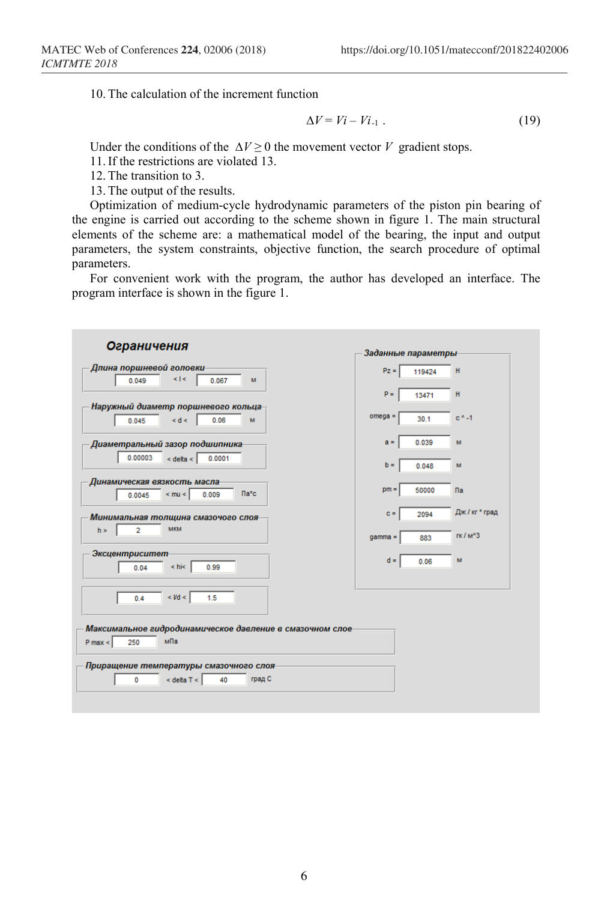10. The calculation of the increment function

$$\Delta V = Vi - Vi_{-1} \ . \tag{19}$$

Under the conditions of the $\Delta V \geq 0$ the movement vector $V$ gradient stops.

11. If the restrictions are violated 13.

12. The transition to 3.

13. The output of the results.

Optimization of medium-cycle hydrodynamic parameters of the piston pin bearing of the engine is carried out according to the scheme shown in figure 1. The main structural elements of the scheme are: a mathematical model of the bearing, the input and output parameters, the system constraints, objective function, the search procedure of optimal parameters.

For convenient work with the program, the author has developed an interface. The program interface is shown in the figure 1.

**Ограничения**

Длина поршневой головки: 0.049 < l < 0.067 м

Наружный диаметр поршневого кольца: 0.045 < d < 0.06 м

Диаметральный зазор подшипника: 0.00003 < delta < 0.0001

Динамическая вязкость масла: 0.0045 < mu < 0.009 Па*с

Минимальная толщина смазочого слоя: h > 2 мкм

Эксцентриситет: 0.04 < hi< 0.99

0.4 < l/d < 1.5

Максимальное гидродинамическое давление в смазочном слое: P max < 250 мПа

Приращение температуры смазочного слоя: 0 < delta T < 40 град С

**Заданные параметры**

Pz = 119424 Н

P = 13471 Н

omega = 30.1 с^-1

a = 0.039 м

b = 0.048 м

pm = 50000 Па

c = 2094 Дж / кг * град

gamma = 883 гк / м^3

d = 0.06 м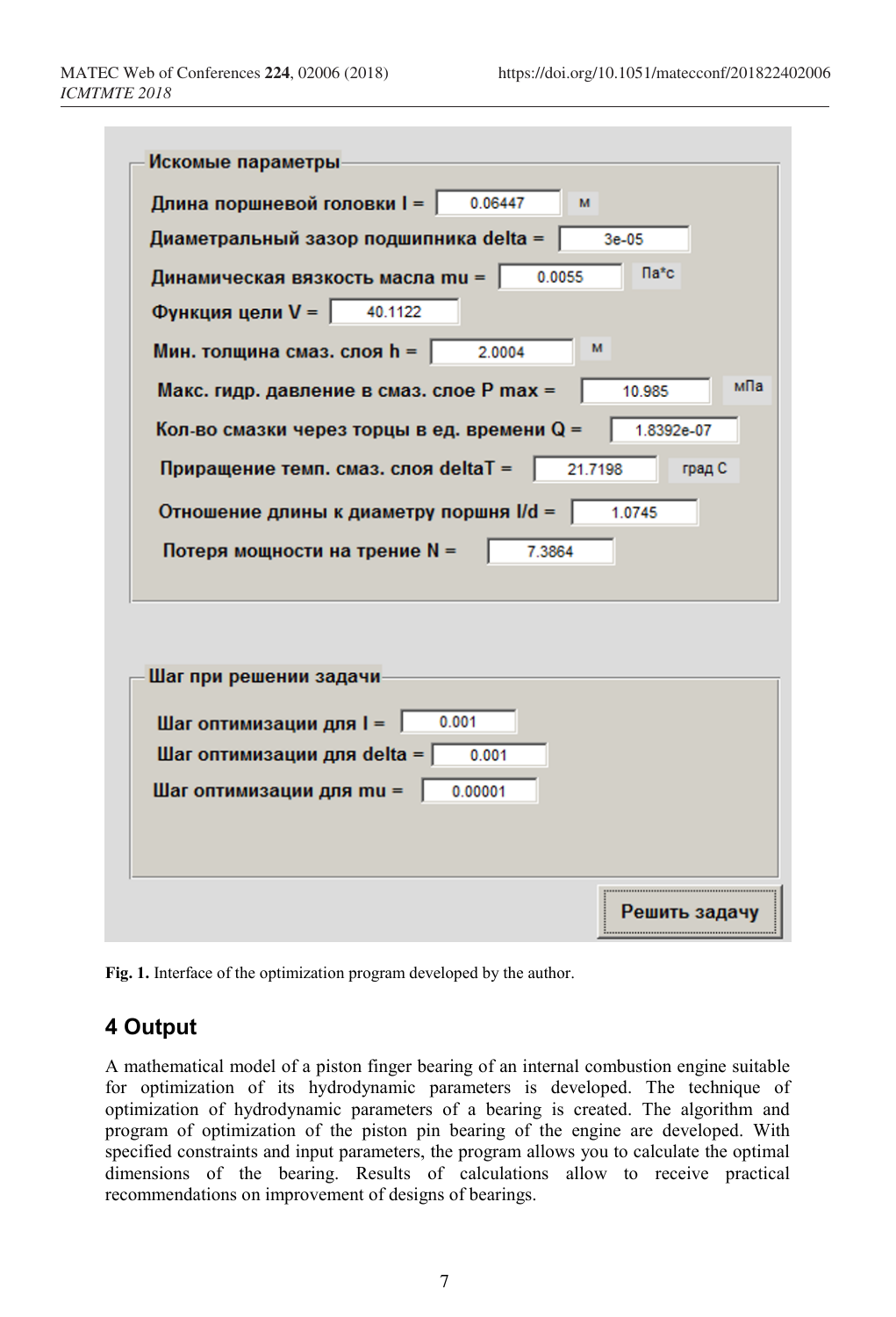**Искомые параметры**

Длина поршневой головки l = 0.06447 м

Диаметральный зазор подшипника delta = 3e-05

Динамическая вязкость масла mu = 0.0055 Па*с

Функция цели V = 40.1122

Мин. толщина смаз. слоя h = 2.0004 м

Макс. гидр. давление в смаз. слое P max = 10.985 мПа

Кол-во смазки через торцы в ед. времени Q = 1.8392e-07

Приращение темп. смаз. слоя deltaT = 21.7198 град С

Отношение длины к диаметру поршня l/d = 1.0745

Потеря мощности на трение N = 7.3864

**Шаг при решении задачи**

Шаг оптимизации для l = 0.001

Шаг оптимизации для delta = 0.001

Шаг оптимизации для mu = 0.00001

Решить задачу

**Fig. 1.** Interface of the optimization program developed by the author.

## 4 Output

A mathematical model of a piston finger bearing of an internal combustion engine suitable for optimization of its hydrodynamic parameters is developed. The technique of optimization of hydrodynamic parameters of a bearing is created. The algorithm and program of optimization of the piston pin bearing of the engine are developed. With specified constraints and input parameters, the program allows you to calculate the optimal dimensions of the bearing. Results of calculations allow to receive practical recommendations on improvement of designs of bearings.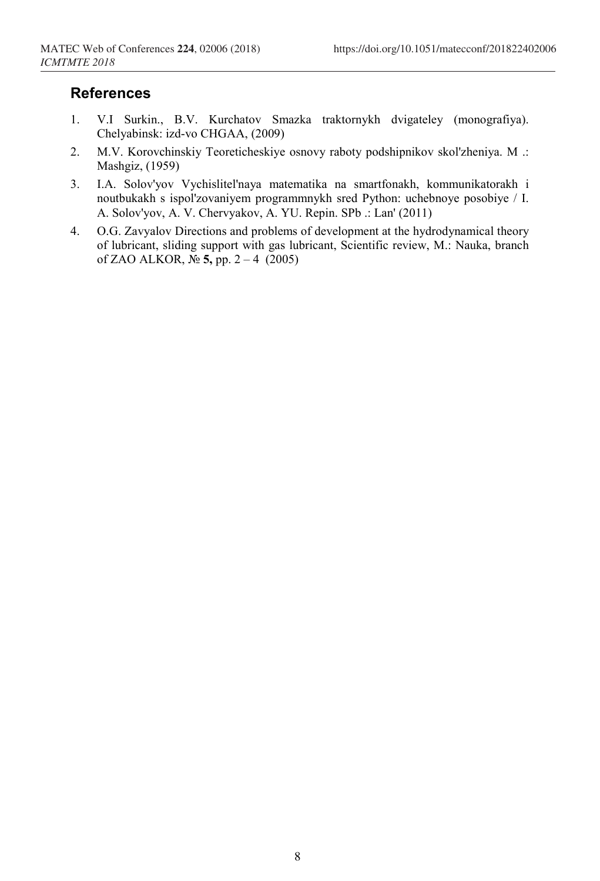## References

1. V.I Surkin., B.V. Kurchatov Smazka traktornykh dvigateley (monografiya). Chelyabinsk: izd-vo CHGAA, (2009)
2. M.V. Korovchinskiy Teoreticheskiye osnovy raboty podshipnikov skol'zheniya. M .: Mashgiz, (1959)
3. I.A. Solov'yov Vychislitel'naya matematika na smartfonakh, kommunikatorakh i noutbukakh s ispol'zovaniyem programmnykh sred Python: uchebnoye posobiye / I. A. Solov'yov, A. V. Chervyakov, A. YU. Repin. SPb .: Lan' (2011)
4. O.G. Zavyalov Directions and problems of development at the hydrodynamical theory of lubricant, sliding support with gas lubricant, Scientific review, M.: Nauka, branch of ZAO ALKOR, № **5,** pp. 2 – 4 (2005)